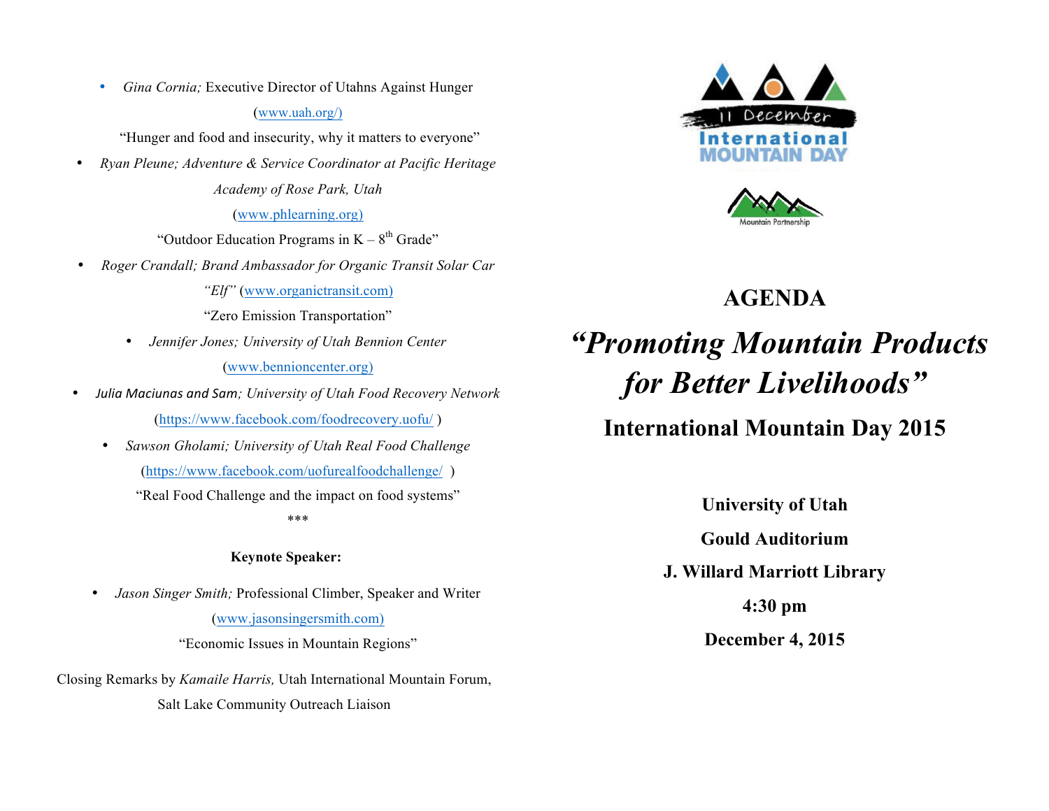- *Gina Cornia;* Executive Director of Utahns Against Hunger (www.uah.org/)
  "Hunger and food and insecurity, why it matters to everyone"
- *Ryan Pleune; Adventure & Service Coordinator at Pacific Heritage Academy of Rose Park, Utah* (www.phlearning.org)
  "Outdoor Education Programs in K – 8th Grade"
- *Roger Crandall; Brand Ambassador for Organic Transit Solar Car "Elf"* (www.organictransit.com)
  "Zero Emission Transportation"
- *Jennifer Jones; University of Utah Bennion Center* (www.bennioncenter.org)
- *Julia Maciunas and Sam; University of Utah Food Recovery Network* (https://www.facebook.com/foodrecovery.uofu/ )
- *Sawson Gholami; University of Utah Real Food Challenge* (https://www.facebook.com/uofurealfoodchallenge/ )
  "Real Food Challenge and the impact on food systems"

\*\*\*

**Keynote Speaker:**

- *Jason Singer Smith;* Professional Climber, Speaker and Writer (www.jasonsingersmith.com)
  "Economic Issues in Mountain Regions"

Closing Remarks by *Kamaile Harris,* Utah International Mountain Forum, Salt Lake Community Outreach Liaison

11 December International MOUNTAIN DAY

Mountain Partnership

# AGENDA

# *"Promoting Mountain Products for Better Livelihoods"*

## International Mountain Day 2015

**University of Utah**

**Gould Auditorium**

**J. Willard Marriott Library**

**4:30 pm**

**December 4, 2015**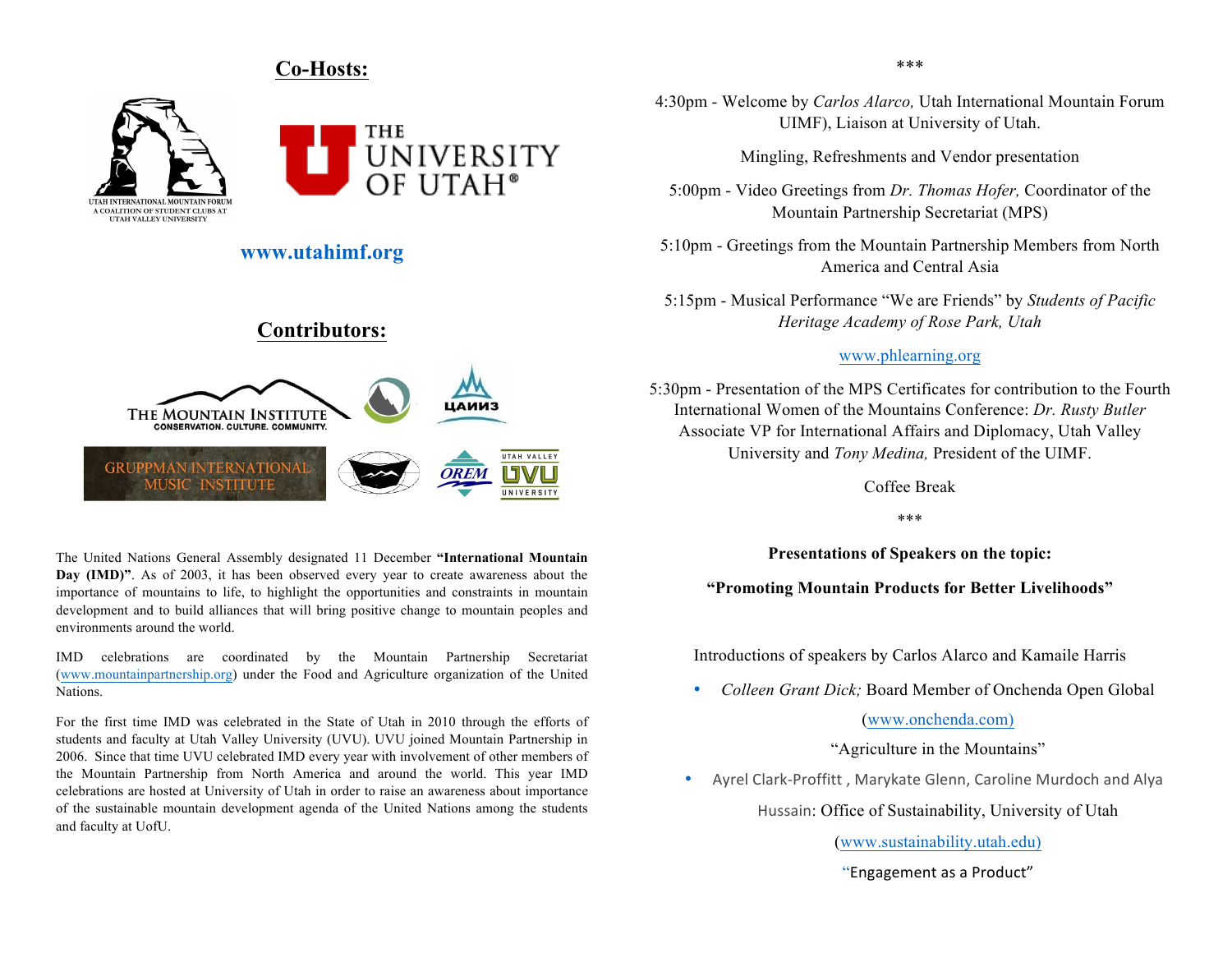## Co-Hosts:

UTAH INTERNATIONAL MOUNTAIN FORUM
A COALITION OF STUDENT CLUBS AT
UTAH VALLEY UNIVERSITY

THE UNIVERSITY OF UTAH®

**www.utahimf.org**

## Contributors:

THE MOUNTAIN INSTITUTE
CONSERVATION. CULTURE. COMMUNITY.

ЦАИИЗ

GRUPPMAN INTERNATIONAL MUSIC INSTITUTE

OREM

UTAH VALLEY UVU UNIVERSITY

The United Nations General Assembly designated 11 December **"International Mountain Day (IMD)"**. As of 2003, it has been observed every year to create awareness about the importance of mountains to life, to highlight the opportunities and constraints in mountain development and to build alliances that will bring positive change to mountain peoples and environments around the world.

IMD celebrations are coordinated by the Mountain Partnership Secretariat (www.mountainpartnership.org) under the Food and Agriculture organization of the United Nations.

For the first time IMD was celebrated in the State of Utah in 2010 through the efforts of students and faculty at Utah Valley University (UVU). UVU joined Mountain Partnership in 2006. Since that time UVU celebrated IMD every year with involvement of other members of the Mountain Partnership from North America and around the world. This year IMD celebrations are hosted at University of Utah in order to raise an awareness about importance of the sustainable mountain development agenda of the United Nations among the students and faculty at UofU.

***

4:30pm - Welcome by *Carlos Alarco,* Utah International Mountain Forum UIMF), Liaison at University of Utah.

Mingling, Refreshments and Vendor presentation

5:00pm - Video Greetings from *Dr. Thomas Hofer,* Coordinator of the Mountain Partnership Secretariat (MPS)

5:10pm - Greetings from the Mountain Partnership Members from North America and Central Asia

5:15pm - Musical Performance "We are Friends" by *Students of Pacific Heritage Academy of Rose Park, Utah*

www.phlearning.org

5:30pm - Presentation of the MPS Certificates for contribution to the Fourth International Women of the Mountains Conference: *Dr. Rusty Butler* Associate VP for International Affairs and Diplomacy, Utah Valley University and *Tony Medina,* President of the UIMF.

Coffee Break

***

**Presentations of Speakers on the topic:**

**"Promoting Mountain Products for Better Livelihoods"**

Introductions of speakers by Carlos Alarco and Kamaile Harris

- *Colleen Grant Dick;* Board Member of Onchenda Open Global

  (www.onchenda.com)

  "Agriculture in the Mountains"

- Ayrel Clark-Proffitt , Marykate Glenn, Caroline Murdoch and Alya Hussain: Office of Sustainability, University of Utah

  (www.sustainability.utah.edu)

  "Engagement as a Product"